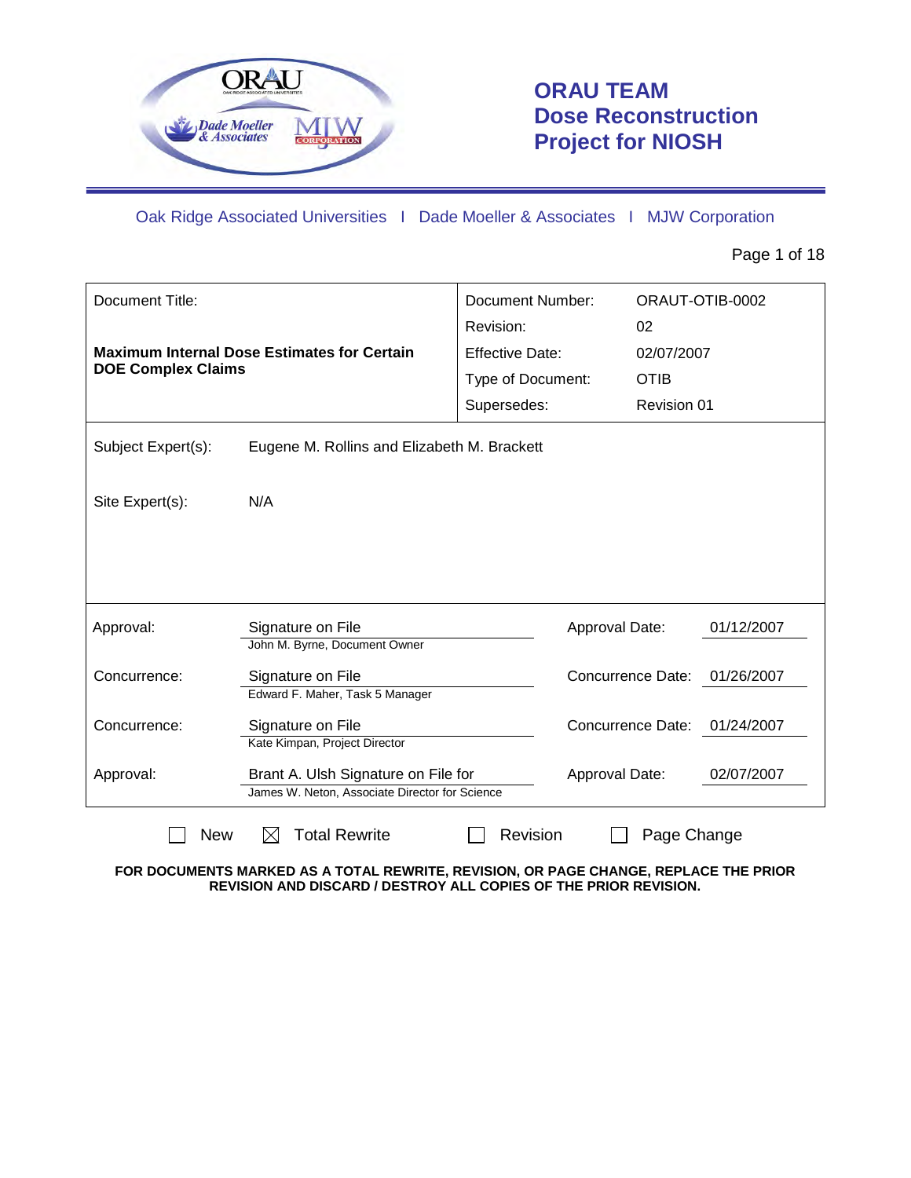# ORAU TEAM Dose Reconstruction Project for NIOSH

Oak Ridge Associated Universities | Dade Moeller & Associates | MJW Corporation

| Document Title: | Document Number: | ORAUT-OTIB-0002 |
|---|---|---|
| **Maximum Internal Dose Estimates for Certain DOE Complex Claims** | Revision: | 02 |
| | Effective Date: | 02/07/2007 |
| | Type of Document: | OTIB |
| | Supersedes: | Revision 01 |

Subject Expert(s): Eugene M. Rollins and Elizabeth M. Brackett

Site Expert(s): N/A

| | | | |
|---|---|---|---|
| Approval: | Signature on File<br>John M. Byrne, Document Owner | Approval Date: | 01/12/2007 |
| Concurrence: | Signature on File<br>Edward F. Maher, Task 5 Manager | Concurrence Date: | 01/26/2007 |
| Concurrence: | Signature on File<br>Kate Kimpan, Project Director | Concurrence Date: | 01/24/2007 |
| Approval: | Brant A. Ulsh Signature on File for<br>James W. Neton, Associate Director for Science | Approval Date: | 02/07/2007 |

☐ New ☒ Total Rewrite ☐ Revision ☐ Page Change

**FOR DOCUMENTS MARKED AS A TOTAL REWRITE, REVISION, OR PAGE CHANGE, REPLACE THE PRIOR REVISION AND DISCARD / DESTROY ALL COPIES OF THE PRIOR REVISION.**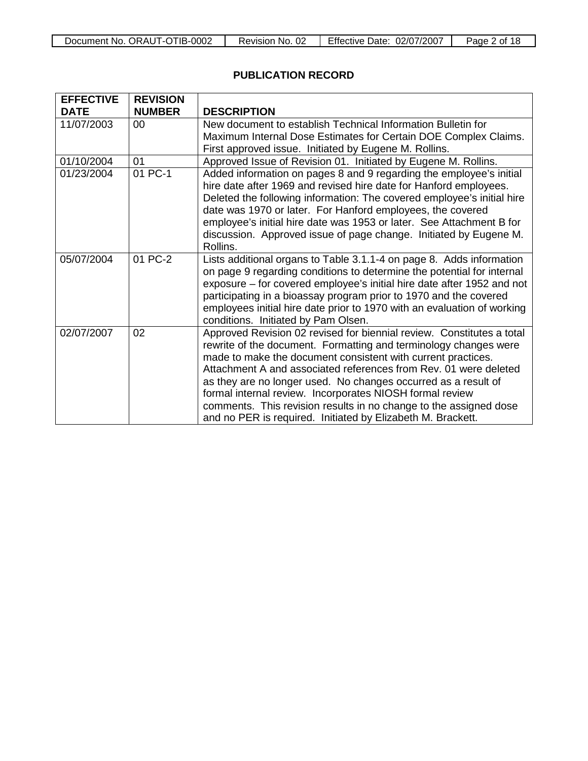## PUBLICATION RECORD

| EFFECTIVE DATE | REVISION NUMBER | DESCRIPTION |
|---|---|---|
| 11/07/2003 | 00 | New document to establish Technical Information Bulletin for Maximum Internal Dose Estimates for Certain DOE Complex Claims. First approved issue. Initiated by Eugene M. Rollins. |
| 01/10/2004 | 01 | Approved Issue of Revision 01. Initiated by Eugene M. Rollins. |
| 01/23/2004 | 01 PC-1 | Added information on pages 8 and 9 regarding the employee's initial hire date after 1969 and revised hire date for Hanford employees. Deleted the following information: The covered employee's initial hire date was 1970 or later. For Hanford employees, the covered employee's initial hire date was 1953 or later. See Attachment B for discussion. Approved issue of page change. Initiated by Eugene M. Rollins. |
| 05/07/2004 | 01 PC-2 | Lists additional organs to Table 3.1.1-4 on page 8. Adds information on page 9 regarding conditions to determine the potential for internal exposure – for covered employee's initial hire date after 1952 and not participating in a bioassay program prior to 1970 and the covered employees initial hire date prior to 1970 with an evaluation of working conditions. Initiated by Pam Olsen. |
| 02/07/2007 | 02 | Approved Revision 02 revised for biennial review. Constitutes a total rewrite of the document. Formatting and terminology changes were made to make the document consistent with current practices. Attachment A and associated references from Rev. 01 were deleted as they are no longer used. No changes occurred as a result of formal internal review. Incorporates NIOSH formal review comments. This revision results in no change to the assigned dose and no PER is required. Initiated by Elizabeth M. Brackett. |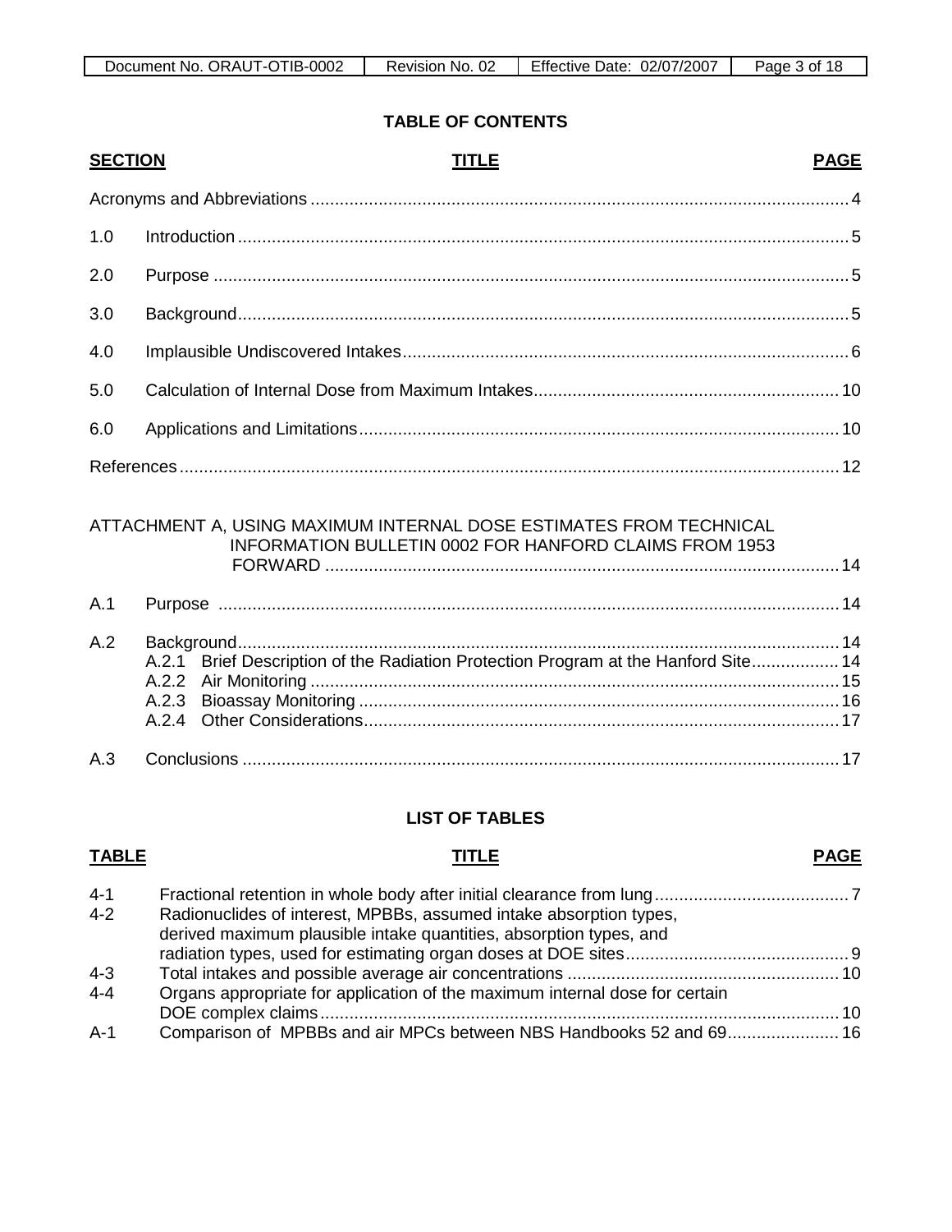## TABLE OF CONTENTS

| SECTION | TITLE | PAGE |
|---|---|---|
| | Acronyms and Abbreviations | 4 |
| 1.0 | Introduction | 5 |
| 2.0 | Purpose | 5 |
| 3.0 | Background | 5 |
| 4.0 | Implausible Undiscovered Intakes | 6 |
| 5.0 | Calculation of Internal Dose from Maximum Intakes | 10 |
| 6.0 | Applications and Limitations | 10 |
| | References | 12 |
| | ATTACHMENT A, USING MAXIMUM INTERNAL DOSE ESTIMATES FROM TECHNICAL INFORMATION BULLETIN 0002 FOR HANFORD CLAIMS FROM 1953 FORWARD | 14 |
| A.1 | Purpose | 14 |
| A.2 | Background | 14 |
| | A.2.1 Brief Description of the Radiation Protection Program at the Hanford Site | 14 |
| | A.2.2 Air Monitoring | 15 |
| | A.2.3 Bioassay Monitoring | 16 |
| | A.2.4 Other Considerations | 17 |
| A.3 | Conclusions | 17 |

## LIST OF TABLES

| TABLE | TITLE | PAGE |
|---|---|---|
| 4-1 | Fractional retention in whole body after initial clearance from lung | 7 |
| 4-2 | Radionuclides of interest, MPBBs, assumed intake absorption types, derived maximum plausible intake quantities, absorption types, and radiation types, used for estimating organ doses at DOE sites | 9 |
| 4-3 | Total intakes and possible average air concentrations | 10 |
| 4-4 | Organs appropriate for application of the maximum internal dose for certain DOE complex claims | 10 |
| A-1 | Comparison of MPBBs and air MPCs between NBS Handbooks 52 and 69 | 16 |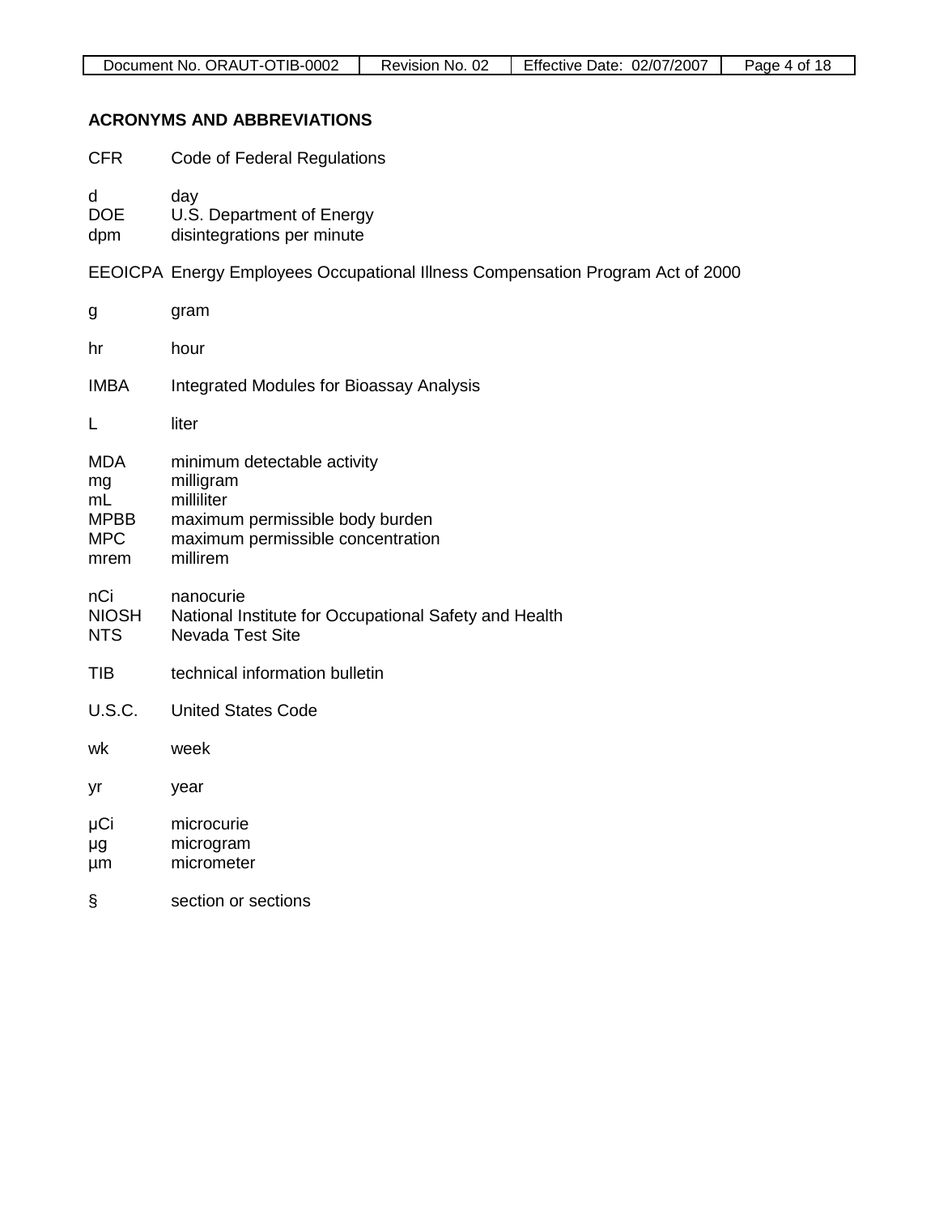## ACRONYMS AND ABBREVIATIONS

CFR Code of Federal Regulations

d day
DOE U.S. Department of Energy
dpm disintegrations per minute

EEOICPA Energy Employees Occupational Illness Compensation Program Act of 2000

g gram

hr hour

IMBA Integrated Modules for Bioassay Analysis

L liter

MDA minimum detectable activity
mg milligram
mL milliliter
MPBB maximum permissible body burden
MPC maximum permissible concentration
mrem millirem

nCi nanocurie
NIOSH National Institute for Occupational Safety and Health
NTS Nevada Test Site

TIB technical information bulletin

U.S.C. United States Code

wk week

yr year

μCi microcurie
μg microgram
μm micrometer

§ section or sections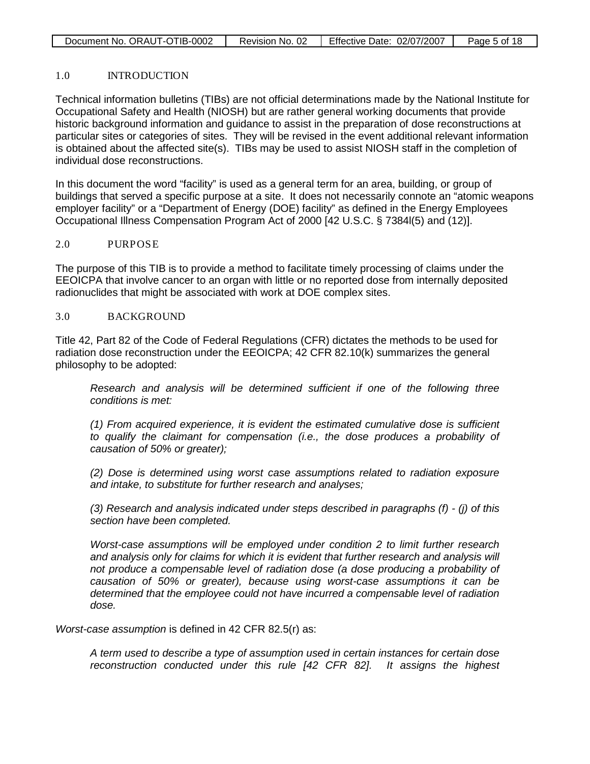## 1.0 INTRODUCTION

Technical information bulletins (TIBs) are not official determinations made by the National Institute for Occupational Safety and Health (NIOSH) but are rather general working documents that provide historic background information and guidance to assist in the preparation of dose reconstructions at particular sites or categories of sites. They will be revised in the event additional relevant information is obtained about the affected site(s). TIBs may be used to assist NIOSH staff in the completion of individual dose reconstructions.

In this document the word "facility" is used as a general term for an area, building, or group of buildings that served a specific purpose at a site. It does not necessarily connote an "atomic weapons employer facility" or a "Department of Energy (DOE) facility" as defined in the Energy Employees Occupational Illness Compensation Program Act of 2000 [42 U.S.C. § 7384l(5) and (12)].

## 2.0 PURPOSE

The purpose of this TIB is to provide a method to facilitate timely processing of claims under the EEOICPA that involve cancer to an organ with little or no reported dose from internally deposited radionuclides that might be associated with work at DOE complex sites.

## 3.0 BACKGROUND

Title 42, Part 82 of the Code of Federal Regulations (CFR) dictates the methods to be used for radiation dose reconstruction under the EEOICPA; 42 CFR 82.10(k) summarizes the general philosophy to be adopted:

> *Research and analysis will be determined sufficient if one of the following three conditions is met:*
>
> *(1) From acquired experience, it is evident the estimated cumulative dose is sufficient to qualify the claimant for compensation (i.e., the dose produces a probability of causation of 50% or greater);*
>
> *(2) Dose is determined using worst case assumptions related to radiation exposure and intake, to substitute for further research and analyses;*
>
> *(3) Research and analysis indicated under steps described in paragraphs (f) - (j) of this section have been completed.*
>
> *Worst-case assumptions will be employed under condition 2 to limit further research and analysis only for claims for which it is evident that further research and analysis will not produce a compensable level of radiation dose (a dose producing a probability of causation of 50% or greater), because using worst-case assumptions it can be determined that the employee could not have incurred a compensable level of radiation dose.*

*Worst-case assumption* is defined in 42 CFR 82.5(r) as:

> *A term used to describe a type of assumption used in certain instances for certain dose reconstruction conducted under this rule [42 CFR 82]. It assigns the highest*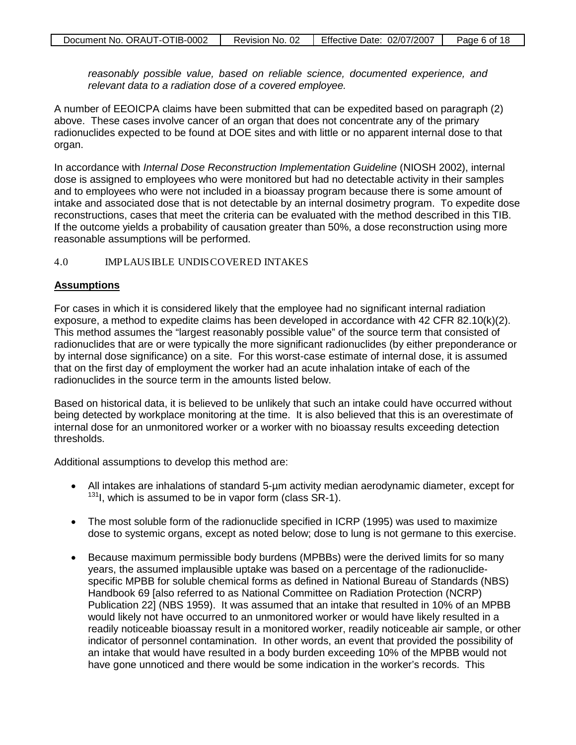*reasonably possible value, based on reliable science, documented experience, and relevant data to a radiation dose of a covered employee.*

A number of EEOICPA claims have been submitted that can be expedited based on paragraph (2) above. These cases involve cancer of an organ that does not concentrate any of the primary radionuclides expected to be found at DOE sites and with little or no apparent internal dose to that organ.

In accordance with *Internal Dose Reconstruction Implementation Guideline* (NIOSH 2002), internal dose is assigned to employees who were monitored but had no detectable activity in their samples and to employees who were not included in a bioassay program because there is some amount of intake and associated dose that is not detectable by an internal dosimetry program. To expedite dose reconstructions, cases that meet the criteria can be evaluated with the method described in this TIB. If the outcome yields a probability of causation greater than 50%, a dose reconstruction using more reasonable assumptions will be performed.

## 4.0 IMPLAUSIBLE UNDISCOVERED INTAKES

**Assumptions**

For cases in which it is considered likely that the employee had no significant internal radiation exposure, a method to expedite claims has been developed in accordance with 42 CFR 82.10(k)(2). This method assumes the “largest reasonably possible value” of the source term that consisted of radionuclides that are or were typically the more significant radionuclides (by either preponderance or by internal dose significance) on a site. For this worst-case estimate of internal dose, it is assumed that on the first day of employment the worker had an acute inhalation intake of each of the radionuclides in the source term in the amounts listed below.

Based on historical data, it is believed to be unlikely that such an intake could have occurred without being detected by workplace monitoring at the time. It is also believed that this is an overestimate of internal dose for an unmonitored worker or a worker with no bioassay results exceeding detection thresholds.

Additional assumptions to develop this method are:

- All intakes are inhalations of standard 5-µm activity median aerodynamic diameter, except for $^{131}$I, which is assumed to be in vapor form (class SR-1).
- The most soluble form of the radionuclide specified in ICRP (1995) was used to maximize dose to systemic organs, except as noted below; dose to lung is not germane to this exercise.
- Because maximum permissible body burdens (MPBBs) were the derived limits for so many years, the assumed implausible uptake was based on a percentage of the radionuclide-specific MPBB for soluble chemical forms as defined in National Bureau of Standards (NBS) Handbook 69 [also referred to as National Committee on Radiation Protection (NCRP) Publication 22] (NBS 1959). It was assumed that an intake that resulted in 10% of an MPBB would likely not have occurred to an unmonitored worker or would have likely resulted in a readily noticeable bioassay result in a monitored worker, readily noticeable air sample, or other indicator of personnel contamination. In other words, an event that provided the possibility of an intake that would have resulted in a body burden exceeding 10% of the MPBB would not have gone unnoticed and there would be some indication in the worker’s records. This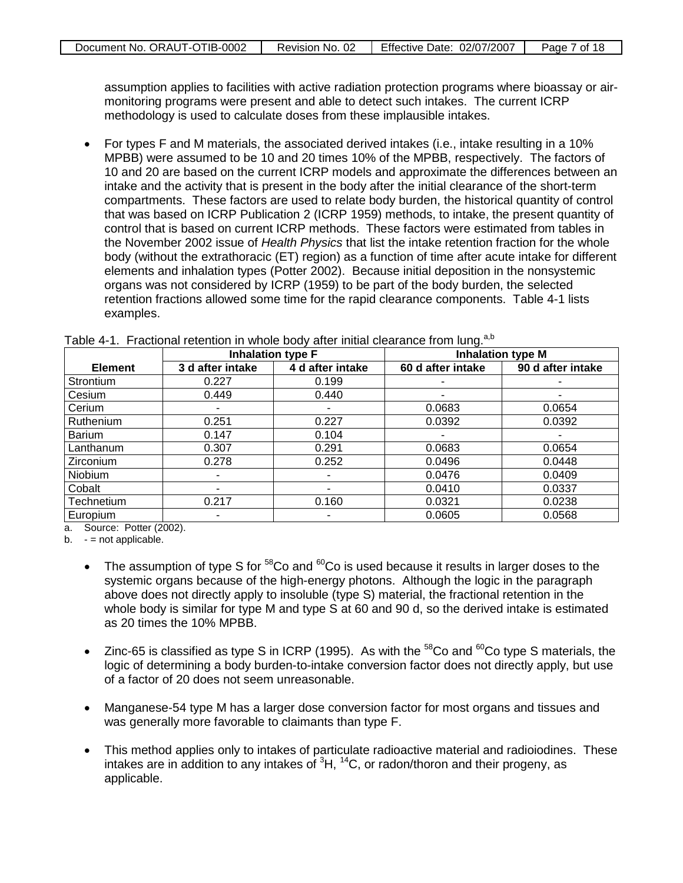assumption applies to facilities with active radiation protection programs where bioassay or air-monitoring programs were present and able to detect such intakes. The current ICRP methodology is used to calculate doses from these implausible intakes.

- For types F and M materials, the associated derived intakes (i.e., intake resulting in a 10% MPBB) were assumed to be 10 and 20 times 10% of the MPBB, respectively. The factors of 10 and 20 are based on the current ICRP models and approximate the differences between an intake and the activity that is present in the body after the initial clearance of the short-term compartments. These factors are used to relate body burden, the historical quantity of control that was based on ICRP Publication 2 (ICRP 1959) methods, to intake, the present quantity of control that is based on current ICRP methods. These factors were estimated from tables in the November 2002 issue of *Health Physics* that list the intake retention fraction for the whole body (without the extrathoracic (ET) region) as a function of time after acute intake for different elements and inhalation types (Potter 2002). Because initial deposition in the nonsystemic organs was not considered by ICRP (1959) to be part of the body burden, the selected retention fractions allowed some time for the rapid clearance components. Table 4-1 lists examples.

Table 4-1. Fractional retention in whole body after initial clearance from lung.[a,b]

| | Inhalation type F | | Inhalation type M | |
|---|---|---|---|---|
| **Element** | **3 d after intake** | **4 d after intake** | **60 d after intake** | **90 d after intake** |
| Strontium | 0.227 | 0.199 | - | - |
| Cesium | 0.449 | 0.440 | - | - |
| Cerium | - | - | 0.0683 | 0.0654 |
| Ruthenium | 0.251 | 0.227 | 0.0392 | 0.0392 |
| Barium | 0.147 | 0.104 | - | - |
| Lanthanum | 0.307 | 0.291 | 0.0683 | 0.0654 |
| Zirconium | 0.278 | 0.252 | 0.0496 | 0.0448 |
| Niobium | - | - | 0.0476 | 0.0409 |
| Cobalt | - | - | 0.0410 | 0.0337 |
| Technetium | 0.217 | 0.160 | 0.0321 | 0.0238 |
| Europium | - | - | 0.0605 | 0.0568 |

a. Source: Potter (2002).

b. - = not applicable.

- The assumption of type S for $^{58}$Co and $^{60}$Co is used because it results in larger doses to the systemic organs because of the high-energy photons. Although the logic in the paragraph above does not directly apply to insoluble (type S) material, the fractional retention in the whole body is similar for type M and type S at 60 and 90 d, so the derived intake is estimated as 20 times the 10% MPBB.

- Zinc-65 is classified as type S in ICRP (1995). As with the $^{58}$Co and $^{60}$Co type S materials, the logic of determining a body burden-to-intake conversion factor does not directly apply, but use of a factor of 20 does not seem unreasonable.

- Manganese-54 type M has a larger dose conversion factor for most organs and tissues and was generally more favorable to claimants than type F.

- This method applies only to intakes of particulate radioactive material and radioiodines. These intakes are in addition to any intakes of $^{3}$H, $^{14}$C, or radon/thoron and their progeny, as applicable.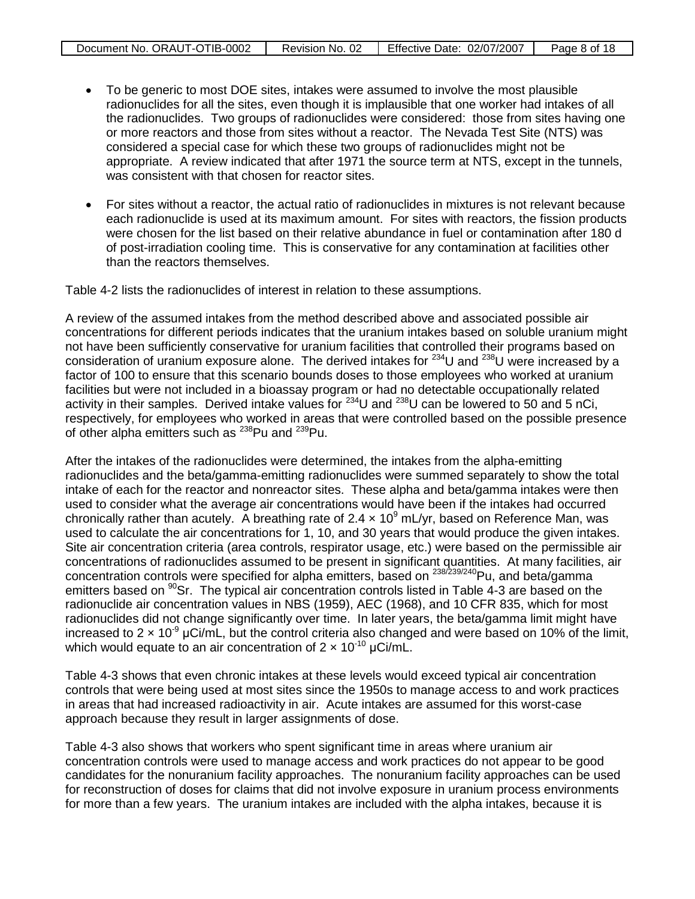- To be generic to most DOE sites, intakes were assumed to involve the most plausible radionuclides for all the sites, even though it is implausible that one worker had intakes of all the radionuclides. Two groups of radionuclides were considered: those from sites having one or more reactors and those from sites without a reactor. The Nevada Test Site (NTS) was considered a special case for which these two groups of radionuclides might not be appropriate. A review indicated that after 1971 the source term at NTS, except in the tunnels, was consistent with that chosen for reactor sites.

- For sites without a reactor, the actual ratio of radionuclides in mixtures is not relevant because each radionuclide is used at its maximum amount. For sites with reactors, the fission products were chosen for the list based on their relative abundance in fuel or contamination after 180 d of post-irradiation cooling time. This is conservative for any contamination at facilities other than the reactors themselves.

Table 4-2 lists the radionuclides of interest in relation to these assumptions.

A review of the assumed intakes from the method described above and associated possible air concentrations for different periods indicates that the uranium intakes based on soluble uranium might not have been sufficiently conservative for uranium facilities that controlled their programs based on consideration of uranium exposure alone. The derived intakes for $^{234}U$ and $^{238}U$ were increased by a factor of 100 to ensure that this scenario bounds doses to those employees who worked at uranium facilities but were not included in a bioassay program or had no detectable occupationally related activity in their samples. Derived intake values for $^{234}U$ and $^{238}U$ can be lowered to 50 and 5 nCi, respectively, for employees who worked in areas that were controlled based on the possible presence of other alpha emitters such as $^{238}Pu$ and $^{239}Pu$.

After the intakes of the radionuclides were determined, the intakes from the alpha-emitting radionuclides and the beta/gamma-emitting radionuclides were summed separately to show the total intake of each for the reactor and nonreactor sites. These alpha and beta/gamma intakes were then used to consider what the average air concentrations would have been if the intakes had occurred chronically rather than acutely. A breathing rate of $2.4 \times 10^9$ mL/yr, based on Reference Man, was used to calculate the air concentrations for 1, 10, and 30 years that would produce the given intakes. Site air concentration criteria (area controls, respirator usage, etc.) were based on the permissible air concentrations of radionuclides assumed to be present in significant quantities. At many facilities, air concentration controls were specified for alpha emitters, based on $^{238/239/240}Pu$, and beta/gamma emitters based on $^{90}Sr$. The typical air concentration controls listed in Table 4-3 are based on the radionuclide air concentration values in NBS (1959), AEC (1968), and 10 CFR 835, which for most radionuclides did not change significantly over time. In later years, the beta/gamma limit might have increased to $2 \times 10^{-9}$ µCi/mL, but the control criteria also changed and were based on 10% of the limit, which would equate to an air concentration of $2 \times 10^{-10}$ µCi/mL.

Table 4-3 shows that even chronic intakes at these levels would exceed typical air concentration controls that were being used at most sites since the 1950s to manage access to and work practices in areas that had increased radioactivity in air. Acute intakes are assumed for this worst-case approach because they result in larger assignments of dose.

Table 4-3 also shows that workers who spent significant time in areas where uranium air concentration controls were used to manage access and work practices do not appear to be good candidates for the nonuranium facility approaches. The nonuranium facility approaches can be used for reconstruction of doses for claims that did not involve exposure in uranium process environments for more than a few years. The uranium intakes are included with the alpha intakes, because it is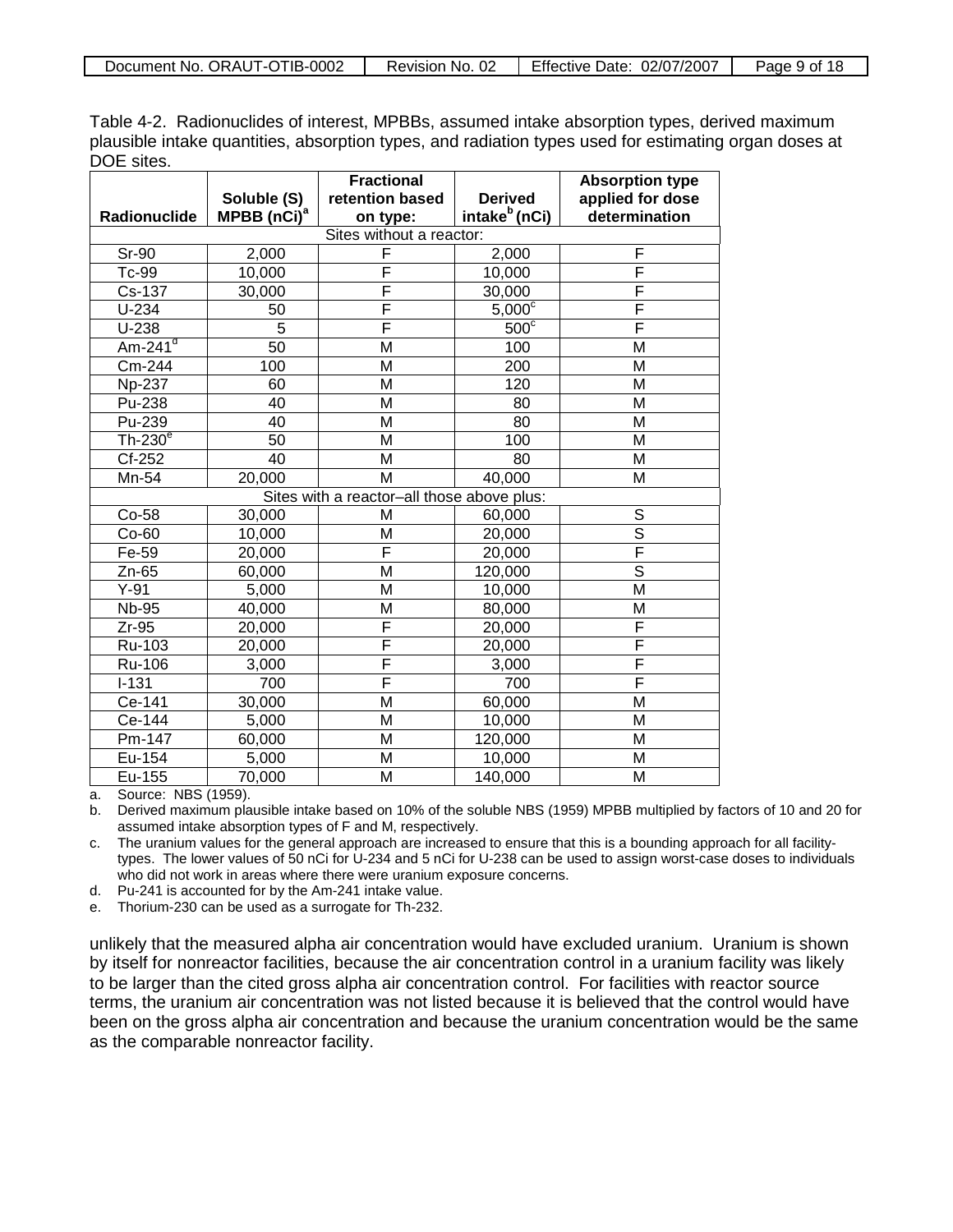Table 4-2. Radionuclides of interest, MPBBs, assumed intake absorption types, derived maximum plausible intake quantities, absorption types, and radiation types used for estimating organ doses at DOE sites.

| Radionuclide | Soluble (S) MPBB (nCi)[a] | Fractional retention based on type: | Derived intake[b] (nCi) | Absorption type applied for dose determination |
|---|---|---|---|---|
| Sites without a reactor: | | | | |
| Sr-90 | 2,000 | F | 2,000 | F |
| Tc-99 | 10,000 | F | 10,000 | F |
| Cs-137 | 30,000 | F | 30,000 | F |
| U-234 | 50 | F | 5,000[c] | F |
| U-238 | 5 | F | 500[c] | F |
| Am-241[d] | 50 | M | 100 | M |
| Cm-244 | 100 | M | 200 | M |
| Np-237 | 60 | M | 120 | M |
| Pu-238 | 40 | M | 80 | M |
| Pu-239 | 40 | M | 80 | M |
| Th-230[e] | 50 | M | 100 | M |
| Cf-252 | 40 | M | 80 | M |
| Mn-54 | 20,000 | M | 40,000 | M |
| Sites with a reactor–all those above plus: | | | | |
| Co-58 | 30,000 | M | 60,000 | S |
| Co-60 | 10,000 | M | 20,000 | S |
| Fe-59 | 20,000 | F | 20,000 | F |
| Zn-65 | 60,000 | M | 120,000 | S |
| Y-91 | 5,000 | M | 10,000 | M |
| Nb-95 | 40,000 | M | 80,000 | M |
| Zr-95 | 20,000 | F | 20,000 | F |
| Ru-103 | 20,000 | F | 20,000 | F |
| Ru-106 | 3,000 | F | 3,000 | F |
| I-131 | 700 | F | 700 | F |
| Ce-141 | 30,000 | M | 60,000 | M |
| Ce-144 | 5,000 | M | 10,000 | M |
| Pm-147 | 60,000 | M | 120,000 | M |
| Eu-154 | 5,000 | M | 10,000 | M |
| Eu-155 | 70,000 | M | 140,000 | M |

a. Source: NBS (1959).
b. Derived maximum plausible intake based on 10% of the soluble NBS (1959) MPBB multiplied by factors of 10 and 20 for assumed intake absorption types of F and M, respectively.
c. The uranium values for the general approach are increased to ensure that this is a bounding approach for all facility-types. The lower values of 50 nCi for U-234 and 5 nCi for U-238 can be used to assign worst-case doses to individuals who did not work in areas where there were uranium exposure concerns.
d. Pu-241 is accounted for by the Am-241 intake value.
e. Thorium-230 can be used as a surrogate for Th-232.

unlikely that the measured alpha air concentration would have excluded uranium. Uranium is shown by itself for nonreactor facilities, because the air concentration control in a uranium facility was likely to be larger than the cited gross alpha air concentration control. For facilities with reactor source terms, the uranium air concentration was not listed because it is believed that the control would have been on the gross alpha air concentration and because the uranium concentration would be the same as the comparable nonreactor facility.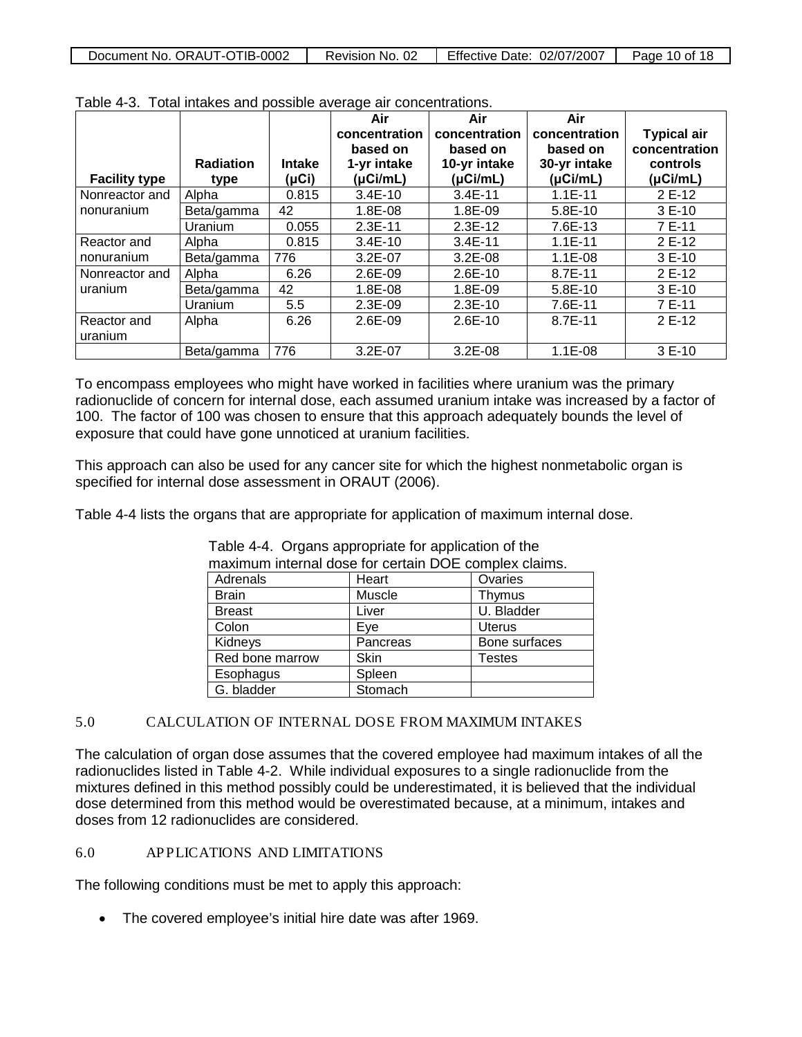Table 4-3. Total intakes and possible average air concentrations.

| Facility type | Radiation type | Intake (μCi) | Air concentration based on 1-yr intake (μCi/mL) | Air concentration based on 10-yr intake (μCi/mL) | Air concentration based on 30-yr intake (μCi/mL) | Typical air concentration controls (μCi/mL) |
|---|---|---|---|---|---|---|
| Nonreactor and nonuranium | Alpha | 0.815 | 3.4E-10 | 3.4E-11 | 1.1E-11 | 2 E-12 |
| | Beta/gamma | 42 | 1.8E-08 | 1.8E-09 | 5.8E-10 | 3 E-10 |
| | Uranium | 0.055 | 2.3E-11 | 2.3E-12 | 7.6E-13 | 7 E-11 |
| Reactor and nonuranium | Alpha | 0.815 | 3.4E-10 | 3.4E-11 | 1.1E-11 | 2 E-12 |
| | Beta/gamma | 776 | 3.2E-07 | 3.2E-08 | 1.1E-08 | 3 E-10 |
| Nonreactor and uranium | Alpha | 6.26 | 2.6E-09 | 2.6E-10 | 8.7E-11 | 2 E-12 |
| | Beta/gamma | 42 | 1.8E-08 | 1.8E-09 | 5.8E-10 | 3 E-10 |
| | Uranium | 5.5 | 2.3E-09 | 2.3E-10 | 7.6E-11 | 7 E-11 |
| Reactor and uranium | Alpha | 6.26 | 2.6E-09 | 2.6E-10 | 8.7E-11 | 2 E-12 |
| | Beta/gamma | 776 | 3.2E-07 | 3.2E-08 | 1.1E-08 | 3 E-10 |

To encompass employees who might have worked in facilities where uranium was the primary radionuclide of concern for internal dose, each assumed uranium intake was increased by a factor of 100. The factor of 100 was chosen to ensure that this approach adequately bounds the level of exposure that could have gone unnoticed at uranium facilities.

This approach can also be used for any cancer site for which the highest nonmetabolic organ is specified for internal dose assessment in ORAUT (2006).

Table 4-4 lists the organs that are appropriate for application of maximum internal dose.

Table 4-4. Organs appropriate for application of the maximum internal dose for certain DOE complex claims.

| | | |
|---|---|---|
| Adrenals | Heart | Ovaries |
| Brain | Muscle | Thymus |
| Breast | Liver | U. Bladder |
| Colon | Eye | Uterus |
| Kidneys | Pancreas | Bone surfaces |
| Red bone marrow | Skin | Testes |
| Esophagus | Spleen | |
| G. bladder | Stomach | |

## 5.0 CALCULATION OF INTERNAL DOSE FROM MAXIMUM INTAKES

The calculation of organ dose assumes that the covered employee had maximum intakes of all the radionuclides listed in Table 4-2. While individual exposures to a single radionuclide from the mixtures defined in this method possibly could be underestimated, it is believed that the individual dose determined from this method would be overestimated because, at a minimum, intakes and doses from 12 radionuclides are considered.

## 6.0 APPLICATIONS AND LIMITATIONS

The following conditions must be met to apply this approach:

- The covered employee's initial hire date was after 1969.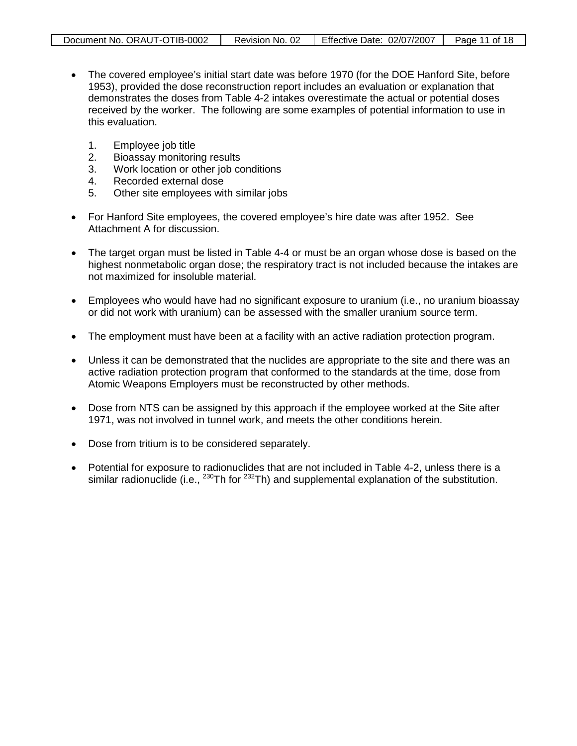- The covered employee's initial start date was before 1970 (for the DOE Hanford Site, before 1953), provided the dose reconstruction report includes an evaluation or explanation that demonstrates the doses from Table 4-2 intakes overestimate the actual or potential doses received by the worker. The following are some examples of potential information to use in this evaluation.

    1. Employee job title
    2. Bioassay monitoring results
    3. Work location or other job conditions
    4. Recorded external dose
    5. Other site employees with similar jobs

- For Hanford Site employees, the covered employee's hire date was after 1952. See Attachment A for discussion.

- The target organ must be listed in Table 4-4 or must be an organ whose dose is based on the highest nonmetabolic organ dose; the respiratory tract is not included because the intakes are not maximized for insoluble material.

- Employees who would have had no significant exposure to uranium (i.e., no uranium bioassay or did not work with uranium) can be assessed with the smaller uranium source term.

- The employment must have been at a facility with an active radiation protection program.

- Unless it can be demonstrated that the nuclides are appropriate to the site and there was an active radiation protection program that conformed to the standards at the time, dose from Atomic Weapons Employers must be reconstructed by other methods.

- Dose from NTS can be assigned by this approach if the employee worked at the Site after 1971, was not involved in tunnel work, and meets the other conditions herein.

- Dose from tritium is to be considered separately.

- Potential for exposure to radionuclides that are not included in Table 4-2, unless there is a similar radionuclide (i.e., $^{230}$Th for $^{232}$Th) and supplemental explanation of the substitution.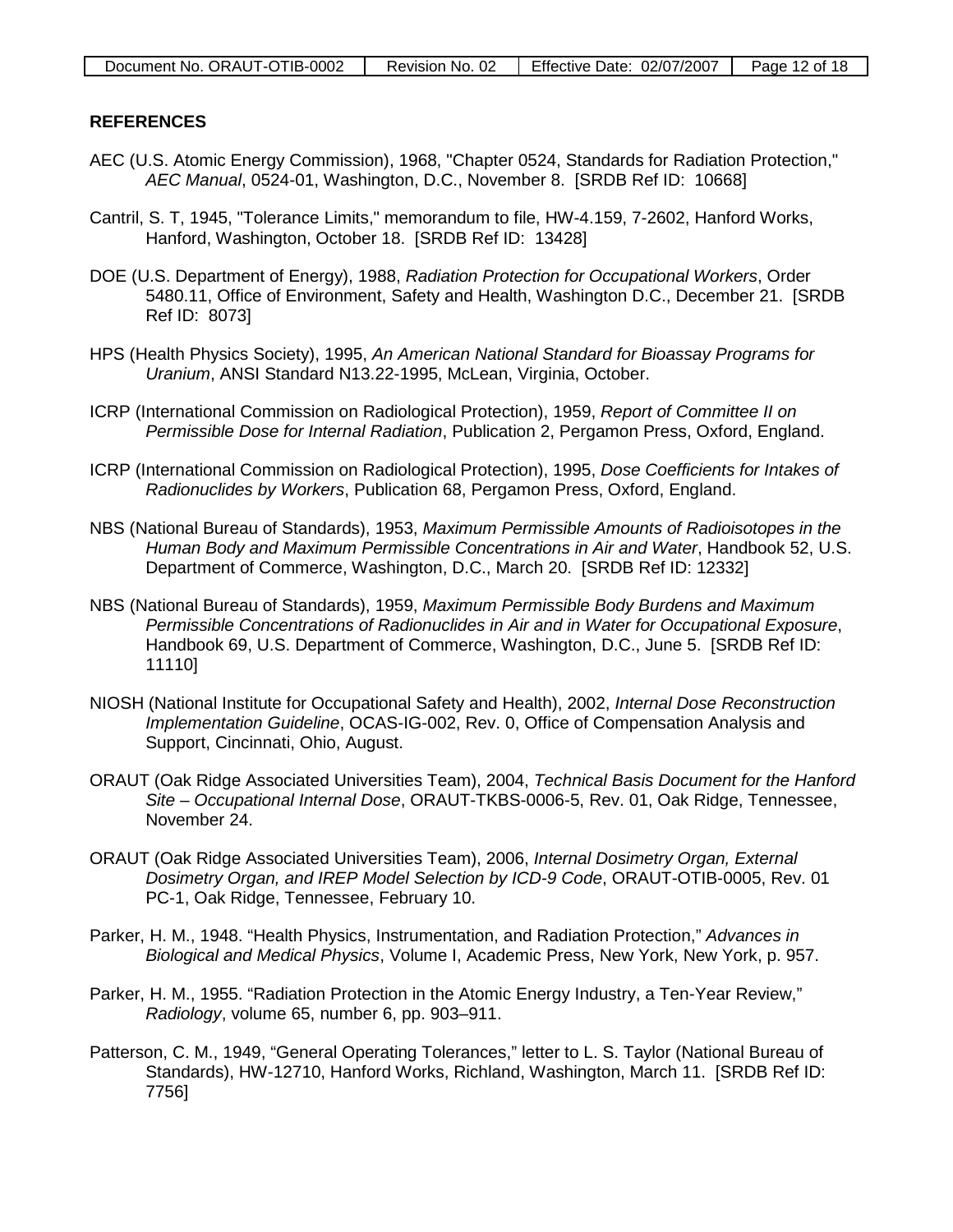## REFERENCES

AEC (U.S. Atomic Energy Commission), 1968, "Chapter 0524, Standards for Radiation Protection," *AEC Manual*, 0524-01, Washington, D.C., November 8. [SRDB Ref ID: 10668]

Cantril, S. T, 1945, "Tolerance Limits," memorandum to file, HW-4.159, 7-2602, Hanford Works, Hanford, Washington, October 18. [SRDB Ref ID: 13428]

DOE (U.S. Department of Energy), 1988, *Radiation Protection for Occupational Workers*, Order 5480.11, Office of Environment, Safety and Health, Washington D.C., December 21. [SRDB Ref ID: 8073]

HPS (Health Physics Society), 1995, *An American National Standard for Bioassay Programs for Uranium*, ANSI Standard N13.22-1995, McLean, Virginia, October.

ICRP (International Commission on Radiological Protection), 1959, *Report of Committee II on Permissible Dose for Internal Radiation*, Publication 2, Pergamon Press, Oxford, England.

ICRP (International Commission on Radiological Protection), 1995, *Dose Coefficients for Intakes of Radionuclides by Workers*, Publication 68, Pergamon Press, Oxford, England.

NBS (National Bureau of Standards), 1953, *Maximum Permissible Amounts of Radioisotopes in the Human Body and Maximum Permissible Concentrations in Air and Water*, Handbook 52, U.S. Department of Commerce, Washington, D.C., March 20. [SRDB Ref ID: 12332]

NBS (National Bureau of Standards), 1959, *Maximum Permissible Body Burdens and Maximum Permissible Concentrations of Radionuclides in Air and in Water for Occupational Exposure*, Handbook 69, U.S. Department of Commerce, Washington, D.C., June 5. [SRDB Ref ID: 11110]

NIOSH (National Institute for Occupational Safety and Health), 2002, *Internal Dose Reconstruction Implementation Guideline*, OCAS-IG-002, Rev. 0, Office of Compensation Analysis and Support, Cincinnati, Ohio, August.

ORAUT (Oak Ridge Associated Universities Team), 2004, *Technical Basis Document for the Hanford Site – Occupational Internal Dose*, ORAUT-TKBS-0006-5, Rev. 01, Oak Ridge, Tennessee, November 24.

ORAUT (Oak Ridge Associated Universities Team), 2006, *Internal Dosimetry Organ, External Dosimetry Organ, and IREP Model Selection by ICD-9 Code*, ORAUT-OTIB-0005, Rev. 01 PC-1, Oak Ridge, Tennessee, February 10.

Parker, H. M., 1948. "Health Physics, Instrumentation, and Radiation Protection," *Advances in Biological and Medical Physics*, Volume I, Academic Press, New York, New York, p. 957.

Parker, H. M., 1955. "Radiation Protection in the Atomic Energy Industry, a Ten-Year Review," *Radiology*, volume 65, number 6, pp. 903–911.

Patterson, C. M., 1949, "General Operating Tolerances," letter to L. S. Taylor (National Bureau of Standards), HW-12710, Hanford Works, Richland, Washington, March 11. [SRDB Ref ID: 7756]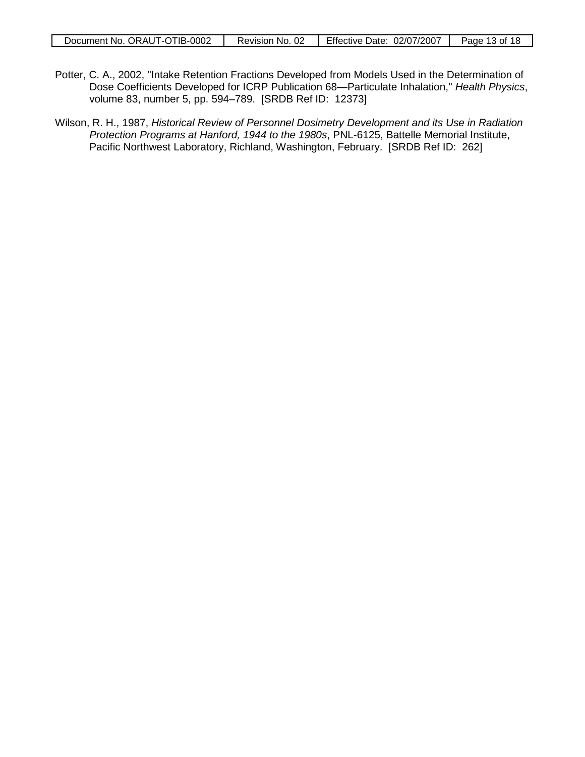Potter, C. A., 2002, "Intake Retention Fractions Developed from Models Used in the Determination of Dose Coefficients Developed for ICRP Publication 68—Particulate Inhalation," *Health Physics*, volume 83, number 5, pp. 594–789. [SRDB Ref ID: 12373]

Wilson, R. H., 1987, *Historical Review of Personnel Dosimetry Development and its Use in Radiation Protection Programs at Hanford, 1944 to the 1980s*, PNL-6125, Battelle Memorial Institute, Pacific Northwest Laboratory, Richland, Washington, February. [SRDB Ref ID: 262]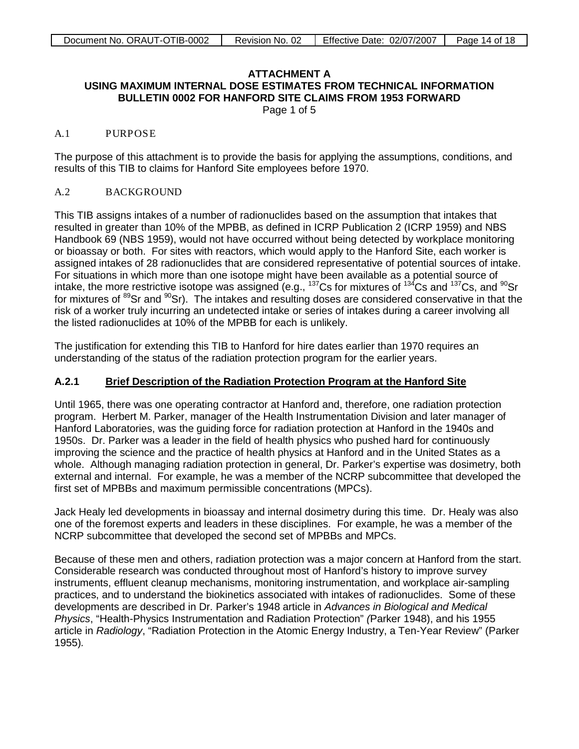**ATTACHMENT A**
**USING MAXIMUM INTERNAL DOSE ESTIMATES FROM TECHNICAL INFORMATION BULLETIN 0002 FOR HANFORD SITE CLAIMS FROM 1953 FORWARD**
Page 1 of 5

## A.1 PURPOSE

The purpose of this attachment is to provide the basis for applying the assumptions, conditions, and results of this TIB to claims for Hanford Site employees before 1970.

## A.2 BACKGROUND

This TIB assigns intakes of a number of radionuclides based on the assumption that intakes that resulted in greater than 10% of the MPBB, as defined in ICRP Publication 2 (ICRP 1959) and NBS Handbook 69 (NBS 1959), would not have occurred without being detected by workplace monitoring or bioassay or both. For sites with reactors, which would apply to the Hanford Site, each worker is assigned intakes of 28 radionuclides that are considered representative of potential sources of intake. For situations in which more than one isotope might have been available as a potential source of intake, the more restrictive isotope was assigned (e.g., $^{137}$Cs for mixtures of $^{134}$Cs and $^{137}$Cs, and $^{90}$Sr for mixtures of $^{89}$Sr and $^{90}$Sr). The intakes and resulting doses are considered conservative in that the risk of a worker truly incurring an undetected intake or series of intakes during a career involving all the listed radionuclides at 10% of the MPBB for each is unlikely.

The justification for extending this TIB to Hanford for hire dates earlier than 1970 requires an understanding of the status of the radiation protection program for the earlier years.

### A.2.1 Brief Description of the Radiation Protection Program at the Hanford Site

Until 1965, there was one operating contractor at Hanford and, therefore, one radiation protection program. Herbert M. Parker, manager of the Health Instrumentation Division and later manager of Hanford Laboratories, was the guiding force for radiation protection at Hanford in the 1940s and 1950s. Dr. Parker was a leader in the field of health physics who pushed hard for continuously improving the science and the practice of health physics at Hanford and in the United States as a whole. Although managing radiation protection in general, Dr. Parker's expertise was dosimetry, both external and internal. For example, he was a member of the NCRP subcommittee that developed the first set of MPBBs and maximum permissible concentrations (MPCs).

Jack Healy led developments in bioassay and internal dosimetry during this time. Dr. Healy was also one of the foremost experts and leaders in these disciplines. For example, he was a member of the NCRP subcommittee that developed the second set of MPBBs and MPCs.

Because of these men and others, radiation protection was a major concern at Hanford from the start. Considerable research was conducted throughout most of Hanford's history to improve survey instruments, effluent cleanup mechanisms, monitoring instrumentation, and workplace air-sampling practices, and to understand the biokinetics associated with intakes of radionuclides. Some of these developments are described in Dr. Parker's 1948 article in *Advances in Biological and Medical Physics*, "Health-Physics Instrumentation and Radiation Protection" (Parker 1948), and his 1955 article in *Radiology*, "Radiation Protection in the Atomic Energy Industry, a Ten-Year Review" (Parker 1955).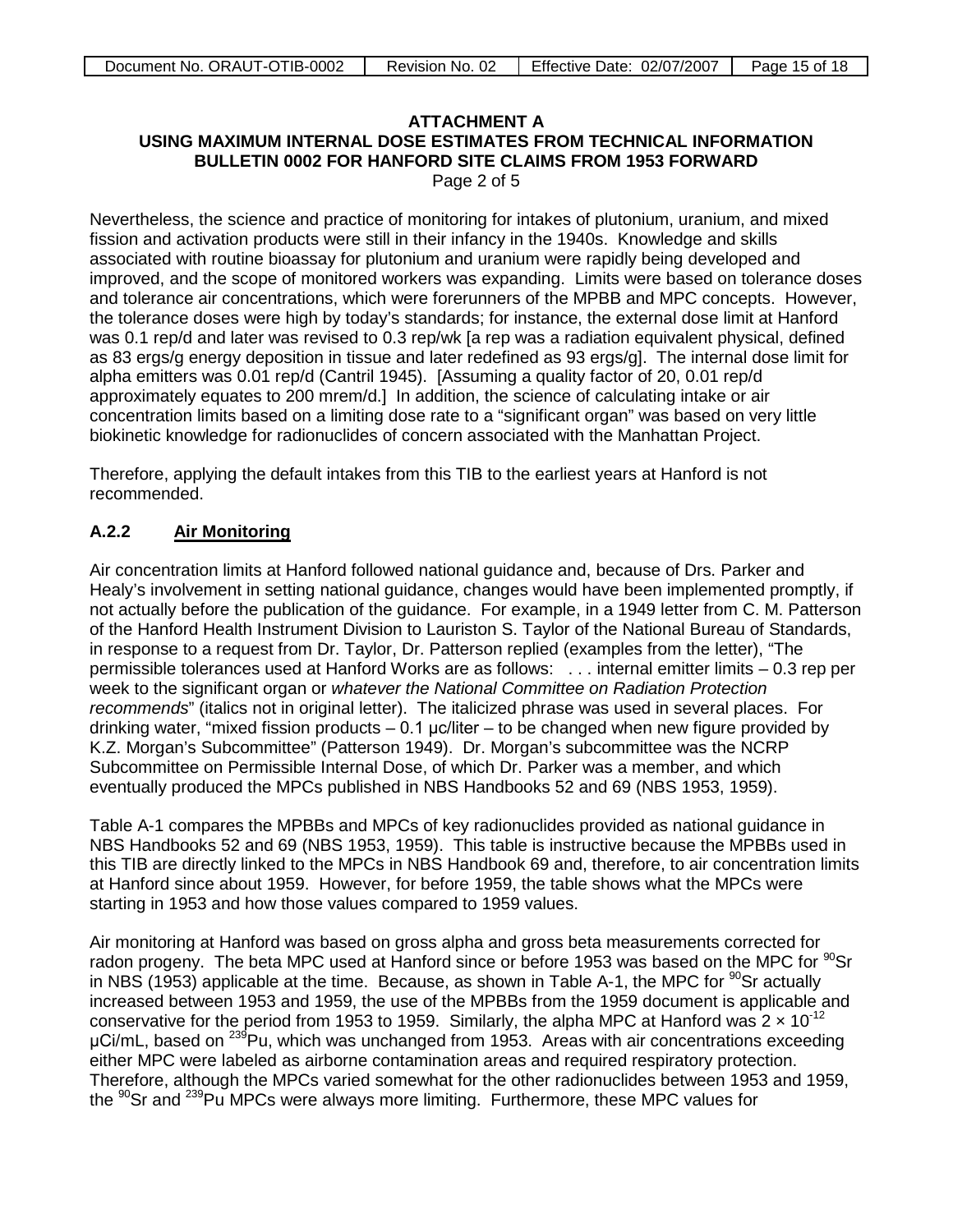**ATTACHMENT A**
**USING MAXIMUM INTERNAL DOSE ESTIMATES FROM TECHNICAL INFORMATION BULLETIN 0002 FOR HANFORD SITE CLAIMS FROM 1953 FORWARD**
Page 2 of 5

Nevertheless, the science and practice of monitoring for intakes of plutonium, uranium, and mixed fission and activation products were still in their infancy in the 1940s. Knowledge and skills associated with routine bioassay for plutonium and uranium were rapidly being developed and improved, and the scope of monitored workers was expanding. Limits were based on tolerance doses and tolerance air concentrations, which were forerunners of the MPBB and MPC concepts. However, the tolerance doses were high by today's standards; for instance, the external dose limit at Hanford was 0.1 rep/d and later was revised to 0.3 rep/wk [a rep was a radiation equivalent physical, defined as 83 ergs/g energy deposition in tissue and later redefined as 93 ergs/g]. The internal dose limit for alpha emitters was 0.01 rep/d (Cantril 1945). [Assuming a quality factor of 20, 0.01 rep/d approximately equates to 200 mrem/d.] In addition, the science of calculating intake or air concentration limits based on a limiting dose rate to a "significant organ" was based on very little biokinetic knowledge for radionuclides of concern associated with the Manhattan Project.

Therefore, applying the default intakes from this TIB to the earliest years at Hanford is not recommended.

### A.2.2 Air Monitoring

Air concentration limits at Hanford followed national guidance and, because of Drs. Parker and Healy's involvement in setting national guidance, changes would have been implemented promptly, if not actually before the publication of the guidance. For example, in a 1949 letter from C. M. Patterson of the Hanford Health Instrument Division to Lauriston S. Taylor of the National Bureau of Standards, in response to a request from Dr. Taylor, Dr. Patterson replied (examples from the letter), "The permissible tolerances used at Hanford Works are as follows: . . . internal emitter limits – 0.3 rep per week to the significant organ or *whatever the National Committee on Radiation Protection recommends*" (italics not in original letter). The italicized phrase was used in several places. For drinking water, "mixed fission products – 0.1 µc/liter – to be changed when new figure provided by K.Z. Morgan's Subcommittee" (Patterson 1949). Dr. Morgan's subcommittee was the NCRP Subcommittee on Permissible Internal Dose, of which Dr. Parker was a member, and which eventually produced the MPCs published in NBS Handbooks 52 and 69 (NBS 1953, 1959).

Table A-1 compares the MPBBs and MPCs of key radionuclides provided as national guidance in NBS Handbooks 52 and 69 (NBS 1953, 1959). This table is instructive because the MPBBs used in this TIB are directly linked to the MPCs in NBS Handbook 69 and, therefore, to air concentration limits at Hanford since about 1959. However, for before 1959, the table shows what the MPCs were starting in 1953 and how those values compared to 1959 values.

Air monitoring at Hanford was based on gross alpha and gross beta measurements corrected for radon progeny. The beta MPC used at Hanford since or before 1953 was based on the MPC for $^{90}$Sr in NBS (1953) applicable at the time. Because, as shown in Table A-1, the MPC for $^{90}$Sr actually increased between 1953 and 1959, the use of the MPBBs from the 1959 document is applicable and conservative for the period from 1953 to 1959. Similarly, the alpha MPC at Hanford was $2 \times 10^{-12}$ µCi/mL, based on $^{239}$Pu, which was unchanged from 1953. Areas with air concentrations exceeding either MPC were labeled as airborne contamination areas and required respiratory protection. Therefore, although the MPCs varied somewhat for the other radionuclides between 1953 and 1959, the $^{90}$Sr and $^{239}$Pu MPCs were always more limiting. Furthermore, these MPC values for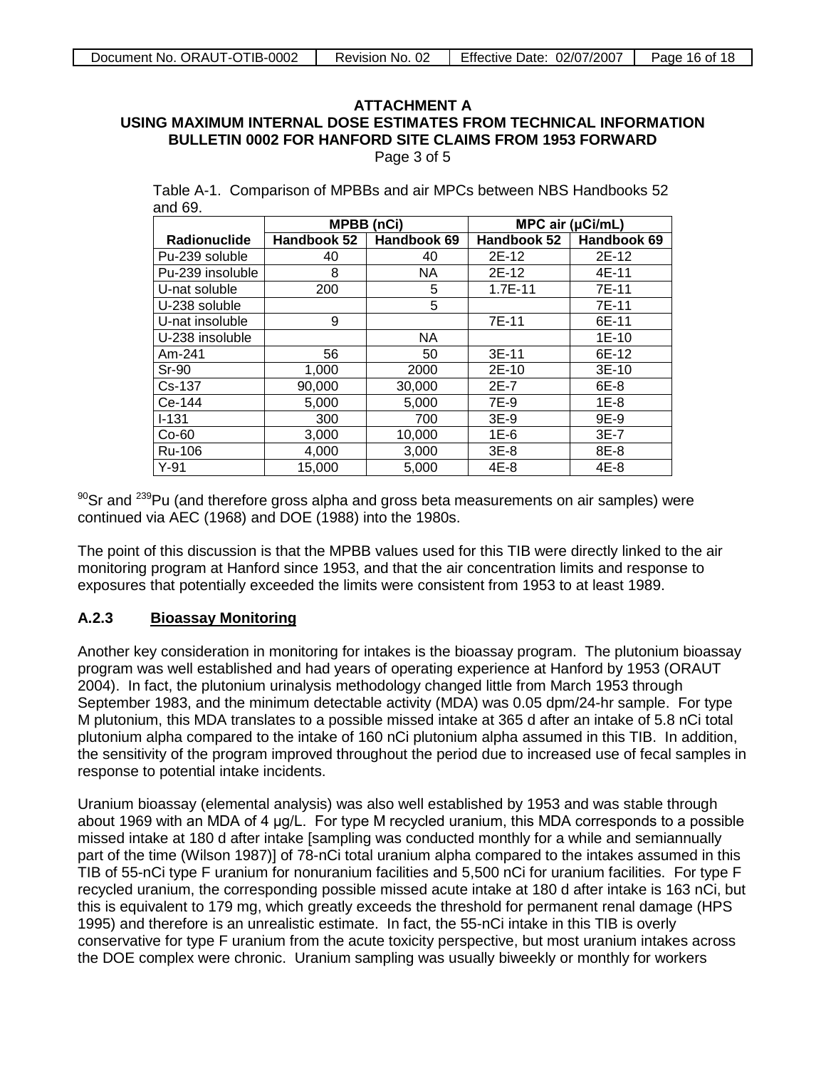**ATTACHMENT A**
**USING MAXIMUM INTERNAL DOSE ESTIMATES FROM TECHNICAL INFORMATION BULLETIN 0002 FOR HANFORD SITE CLAIMS FROM 1953 FORWARD**
Page 3 of 5

Table A-1. Comparison of MPBBs and air MPCs between NBS Handbooks 52 and 69.

| | MPBB (nCi) | | MPC air (µCi/mL) | |
|---|---|---|---|---|
| **Radionuclide** | **Handbook 52** | **Handbook 69** | **Handbook 52** | **Handbook 69** |
| Pu-239 soluble | 40 | 40 | 2E-12 | 2E-12 |
| Pu-239 insoluble | 8 | NA | 2E-12 | 4E-11 |
| U-nat soluble | 200 | 5 | 1.7E-11 | 7E-11 |
| U-238 soluble | | 5 | | 7E-11 |
| U-nat insoluble | 9 | | 7E-11 | 6E-11 |
| U-238 insoluble | | NA | | 1E-10 |
| Am-241 | 56 | 50 | 3E-11 | 6E-12 |
| Sr-90 | 1,000 | 2000 | 2E-10 | 3E-10 |
| Cs-137 | 90,000 | 30,000 | 2E-7 | 6E-8 |
| Ce-144 | 5,000 | 5,000 | 7E-9 | 1E-8 |
| I-131 | 300 | 700 | 3E-9 | 9E-9 |
| Co-60 | 3,000 | 10,000 | 1E-6 | 3E-7 |
| Ru-106 | 4,000 | 3,000 | 3E-8 | 8E-8 |
| Y-91 | 15,000 | 5,000 | 4E-8 | 4E-8 |

$^{90}$Sr and $^{239}$Pu (and therefore gross alpha and gross beta measurements on air samples) were continued via AEC (1968) and DOE (1988) into the 1980s.

The point of this discussion is that the MPBB values used for this TIB were directly linked to the air monitoring program at Hanford since 1953, and that the air concentration limits and response to exposures that potentially exceeded the limits were consistent from 1953 to at least 1989.

### A.2.3 Bioassay Monitoring

Another key consideration in monitoring for intakes is the bioassay program. The plutonium bioassay program was well established and had years of operating experience at Hanford by 1953 (ORAUT 2004). In fact, the plutonium urinalysis methodology changed little from March 1953 through September 1983, and the minimum detectable activity (MDA) was 0.05 dpm/24-hr sample. For type M plutonium, this MDA translates to a possible missed intake at 365 d after an intake of 5.8 nCi total plutonium alpha compared to the intake of 160 nCi plutonium alpha assumed in this TIB. In addition, the sensitivity of the program improved throughout the period due to increased use of fecal samples in response to potential intake incidents.

Uranium bioassay (elemental analysis) was also well established by 1953 and was stable through about 1969 with an MDA of 4 µg/L. For type M recycled uranium, this MDA corresponds to a possible missed intake at 180 d after intake [sampling was conducted monthly for a while and semiannually part of the time (Wilson 1987)] of 78-nCi total uranium alpha compared to the intakes assumed in this TIB of 55-nCi type F uranium for nonuranium facilities and 5,500 nCi for uranium facilities. For type F recycled uranium, the corresponding possible missed acute intake at 180 d after intake is 163 nCi, but this is equivalent to 179 mg, which greatly exceeds the threshold for permanent renal damage (HPS 1995) and therefore is an unrealistic estimate. In fact, the 55-nCi intake in this TIB is overly conservative for type F uranium from the acute toxicity perspective, but most uranium intakes across the DOE complex were chronic. Uranium sampling was usually biweekly or monthly for workers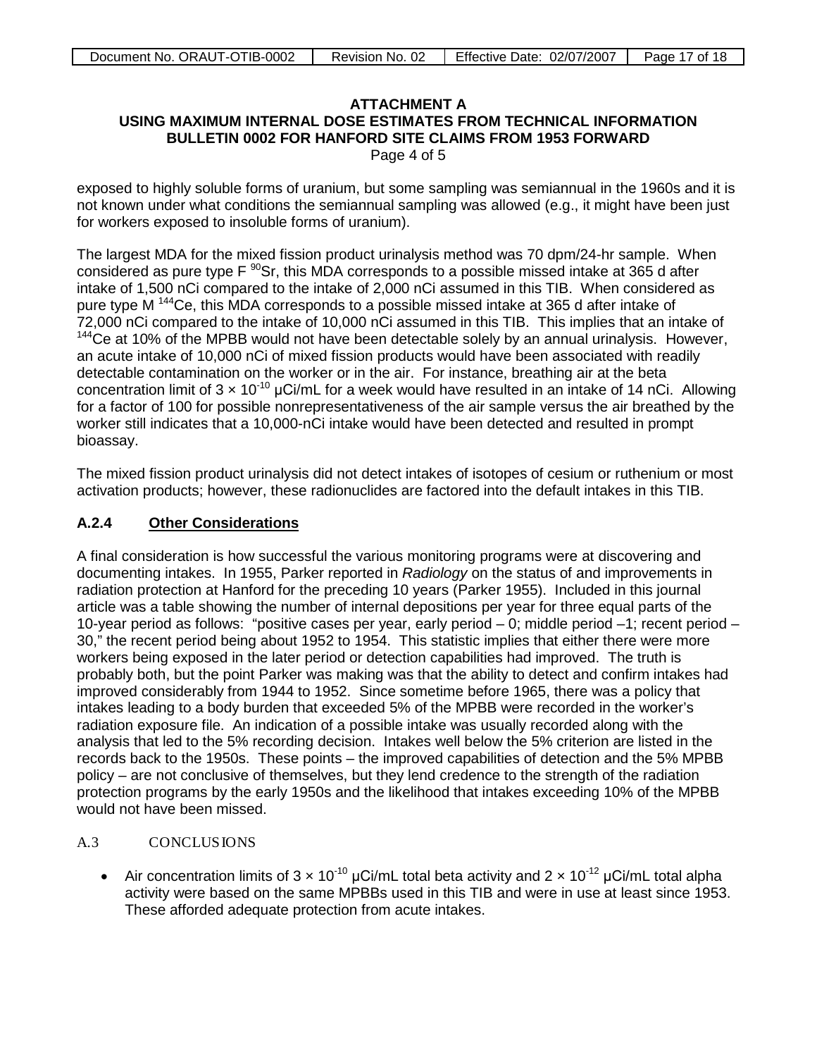## ATTACHMENT A
## USING MAXIMUM INTERNAL DOSE ESTIMATES FROM TECHNICAL INFORMATION BULLETIN 0002 FOR HANFORD SITE CLAIMS FROM 1953 FORWARD

Page 4 of 5

exposed to highly soluble forms of uranium, but some sampling was semiannual in the 1960s and it is not known under what conditions the semiannual sampling was allowed (e.g., it might have been just for workers exposed to insoluble forms of uranium).

The largest MDA for the mixed fission product urinalysis method was 70 dpm/24-hr sample. When considered as pure type F $^{90}$Sr, this MDA corresponds to a possible missed intake at 365 d after intake of 1,500 nCi compared to the intake of 2,000 nCi assumed in this TIB. When considered as pure type M $^{144}$Ce, this MDA corresponds to a possible missed intake at 365 d after intake of 72,000 nCi compared to the intake of 10,000 nCi assumed in this TIB. This implies that an intake of $^{144}$Ce at 10% of the MPBB would not have been detectable solely by an annual urinalysis. However, an acute intake of 10,000 nCi of mixed fission products would have been associated with readily detectable contamination on the worker or in the air. For instance, breathing air at the beta concentration limit of $3 \times 10^{-10}$ µCi/mL for a week would have resulted in an intake of 14 nCi. Allowing for a factor of 100 for possible nonrepresentativeness of the air sample versus the air breathed by the worker still indicates that a 10,000-nCi intake would have been detected and resulted in prompt bioassay.

The mixed fission product urinalysis did not detect intakes of isotopes of cesium or ruthenium or most activation products; however, these radionuclides are factored into the default intakes in this TIB.

### A.2.4 Other Considerations

A final consideration is how successful the various monitoring programs were at discovering and documenting intakes. In 1955, Parker reported in *Radiology* on the status of and improvements in radiation protection at Hanford for the preceding 10 years (Parker 1955). Included in this journal article was a table showing the number of internal depositions per year for three equal parts of the 10-year period as follows: "positive cases per year, early period – 0; middle period –1; recent period – 30," the recent period being about 1952 to 1954. This statistic implies that either there were more workers being exposed in the later period or detection capabilities had improved. The truth is probably both, but the point Parker was making was that the ability to detect and confirm intakes had improved considerably from 1944 to 1952. Since sometime before 1965, there was a policy that intakes leading to a body burden that exceeded 5% of the MPBB were recorded in the worker's radiation exposure file. An indication of a possible intake was usually recorded along with the analysis that led to the 5% recording decision. Intakes well below the 5% criterion are listed in the records back to the 1950s. These points – the improved capabilities of detection and the 5% MPBB policy – are not conclusive of themselves, but they lend credence to the strength of the radiation protection programs by the early 1950s and the likelihood that intakes exceeding 10% of the MPBB would not have been missed.

### A.3 CONCLUSIONS

- Air concentration limits of $3 \times 10^{-10}$ µCi/mL total beta activity and $2 \times 10^{-12}$ µCi/mL total alpha activity were based on the same MPBBs used in this TIB and were in use at least since 1953. These afforded adequate protection from acute intakes.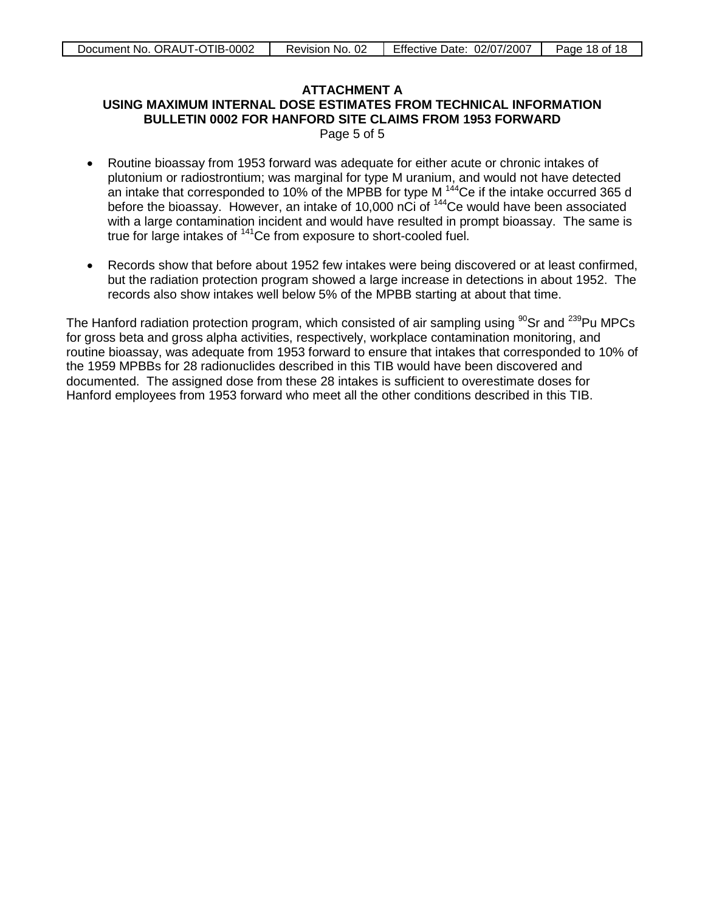**ATTACHMENT A**
**USING MAXIMUM INTERNAL DOSE ESTIMATES FROM TECHNICAL INFORMATION BULLETIN 0002 FOR HANFORD SITE CLAIMS FROM 1953 FORWARD**
Page 5 of 5

- Routine bioassay from 1953 forward was adequate for either acute or chronic intakes of plutonium or radiostrontium; was marginal for type M uranium, and would not have detected an intake that corresponded to 10% of the MPBB for type M $^{144}$Ce if the intake occurred 365 d before the bioassay. However, an intake of 10,000 nCi of $^{144}$Ce would have been associated with a large contamination incident and would have resulted in prompt bioassay. The same is true for large intakes of $^{141}$Ce from exposure to short-cooled fuel.

- Records show that before about 1952 few intakes were being discovered or at least confirmed, but the radiation protection program showed a large increase in detections in about 1952. The records also show intakes well below 5% of the MPBB starting at about that time.

The Hanford radiation protection program, which consisted of air sampling using $^{90}$Sr and $^{239}$Pu MPCs for gross beta and gross alpha activities, respectively, workplace contamination monitoring, and routine bioassay, was adequate from 1953 forward to ensure that intakes that corresponded to 10% of the 1959 MPBBs for 28 radionuclides described in this TIB would have been discovered and documented. The assigned dose from these 28 intakes is sufficient to overestimate doses for Hanford employees from 1953 forward who meet all the other conditions described in this TIB.